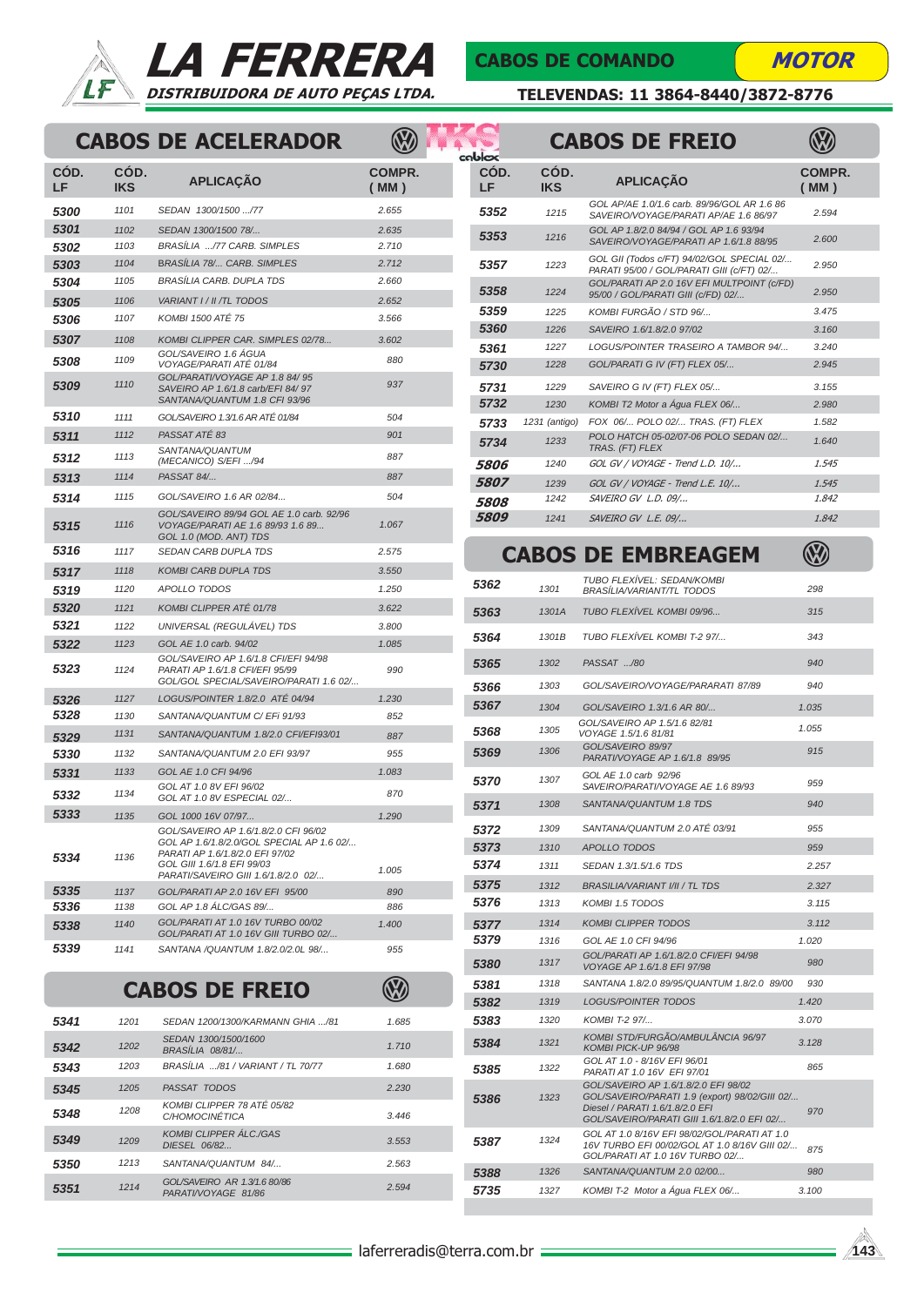# LA FERRERA

**DISTRIBUIDORA DE AUTO PEÇAS LTDA.**

**CABOS DE COMANDO** — **MOTOR**

**TELEVENDAS: 11 3864-8440/3872-8776**

## CABOS DE ACELERADOR

| CÓD. LF | CÓD. IKS | APLICAÇÃO | COMPR. ( MM ) |
|---|---|---|---|
| 5300 | 1101 | SEDAN 1300/1500 .../77 | 2.655 |
| 5301 | 1102 | SEDAN 1300/1500 78/... | 2.635 |
| 5302 | 1103 | BRASÍLIA .../77 CARB. SIMPLES | 2.710 |
| 5303 | 1104 | BRASÍLIA 78/... CARB. SIMPLES | 2.712 |
| 5304 | 1105 | BRASÍLIA CARB. DUPLA TDS | 2.660 |
| 5305 | 1106 | VARIANT I / II /TL TODOS | 2.652 |
| 5306 | 1107 | KOMBI 1500 ATÉ 75 | 3.566 |
| 5307 | 1108 | KOMBI CLIPPER CAR. SIMPLES 02/78... | 3.602 |
| 5308 | 1109 | GOL/SAVEIRO 1.6 ÁGUA VOYAGE/PARATI ATÉ 01/84 | 880 |
| 5309 | 1110 | GOL/PARATI/VOYAGE AP 1.8 84/ 95 SAVEIRO AP 1.6/1.8 carb/EFI 84/ 97 SANTANA/QUANTUM 1.8 CFI 93/96 | 937 |
| 5310 | 1111 | GOL/SAVEIRO 1.3/1.6 AR ATÉ 01/84 | 504 |
| 5311 | 1112 | PASSAT ATÉ 83 | 901 |
| 5312 | 1113 | SANTANA/QUANTUM (MECANICO) S/EFI .../94 | 887 |
| 5313 | 1114 | PASSAT 84/... | 887 |
| 5314 | 1115 | GOL/SAVEIRO 1.6 AR 02/84... | 504 |
| 5315 | 1116 | GOL/SAVEIRO 89/94 GOL AE 1.0 carb. 92/96 VOYAGE/PARATI AE 1.6 89/93 1.6 89... GOL 1.0 (MOD. ANT) TDS | 1.067 |
| 5316 | 1117 | SEDAN CARB DUPLA TDS | 2.575 |
| 5317 | 1118 | KOMBI CARB DUPLA TDS | 3.550 |
| 5319 | 1120 | APOLLO TODOS | 1.250 |
| 5320 | 1121 | KOMBI CLIPPER ATÉ 01/78 | 3.622 |
| 5321 | 1122 | UNIVERSAL (REGULÁVEL) TDS | 3.800 |
| 5322 | 1123 | GOL AE 1.0 carb. 94/02 | 1.085 |
| 5323 | 1124 | GOL/SAVEIRO AP 1.6/1.8 CFI/EFI 94/98 PARATI AP 1.6/1.8 CFI/EFI 95/99 GOL/GOL SPECIAL/SAVEIRO/PARATI 1.6 02/... | 990 |
| 5326 | 1127 | LOGUS/POINTER 1.8/2.0 ATÉ 04/94 | 1.230 |
| 5328 | 1130 | SANTANA/QUANTUM C/ EFi 91/93 | 852 |
| 5329 | 1131 | SANTANA/QUANTUM 1.8/2.0 CFI/EFI93/01 | 887 |
| 5330 | 1132 | SANTANA/QUANTUM 2.0 EFI 93/97 | 955 |
| 5331 | 1133 | GOL AE 1.0 CFI 94/96 | 1.083 |
| 5332 | 1134 | GOL AT 1.0 8V EFI 96/02 GOL AT 1.0 8V ESPECIAL 02/... | 870 |
| 5333 | 1135 | GOL 1000 16V 07/97... | 1.290 |
| 5334 | 1136 | GOL/SAVEIRO AP 1.6/1.8/2.0 CFI 96/02 GOL AP 1.6/1.8/2.0/GOL SPECIAL AP 1.6 02/... PARATI AP 1.6/1.8/2.0 EFI 97/02 GOL GIII 1.6/1.8 EFI 99/03 PARATI/SAVEIRO GIII 1.6/1.8/2.0 02/... | 1.005 |
| 5335 | 1137 | GOL/PARATI AP 2.0 16V EFI 95/00 | 890 |
| 5336 | 1138 | GOL AP 1.8 ÁLC/GAS 89/... | 886 |
| 5338 | 1140 | GOL/PARATI AT 1.0 16V TURBO 00/02 GOL/PARATI AT 1.0 16V GIII TURBO 02/... | 1.400 |
| 5339 | 1141 | SANTANA /QUANTUM 1.8/2.0/2.0L 98/... | 955 |

## CABOS DE FREIO

| CÓD. LF | CÓD. IKS | APLICAÇÃO | COMPR. ( MM ) |
|---|---|---|---|
| 5341 | 1201 | SEDAN 1200/1300/KARMANN GHIA .../81 | 1.685 |
| 5342 | 1202 | SEDAN 1300/1500/1600 BRASÍLIA 08/81/... | 1.710 |
| 5343 | 1203 | BRASÍLIA .../81 / VARIANT / TL 70/77 | 1.680 |
| 5345 | 1205 | PASSAT TODOS | 2.230 |
| 5348 | 1208 | KOMBI CLIPPER 78 ATÉ 05/82 C/HOMOCINÉTICA | 3.446 |
| 5349 | 1209 | KOMBI CLIPPER ÁLC./GAS DIESEL 06/82... | 3.553 |
| 5350 | 1213 | SANTANA/QUANTUM 84/... | 2.563 |
| 5351 | 1214 | GOL/SAVEIRO AR 1.3/1.6 80/86 PARATI/VOYAGE 81/86 | 2.594 |
| 5352 | 1215 | GOL AP/AE 1.0/1.6 carb. 89/96/GOL AR 1.6 86 SAVEIRO/VOYAGE/PARATI AP/AE 1.6 86/97 | 2.594 |
| 5353 | 1216 | GOL AP 1.8/2.0 84/94 / GOL AP 1.6 93/94 SAVEIRO/VOYAGE/PARATI AP 1.6/1.8 88/95 | 2.600 |
| 5357 | 1223 | GOL GII (Todos c/FT) 94/02/GOL SPECIAL 02/... PARATI 95/00 / GOL/PARATI GIII (c/FT) 02/... | 2.950 |
| 5358 | 1224 | GOL/PARATI AP 2.0 16V EFI MULTPOINT (c/FD) 95/00 / GOL/PARATI GIII (c/FD) 02/... | 2.950 |
| 5359 | 1225 | KOMBI FURGÃO / STD 96/... | 3.475 |
| 5360 | 1226 | SAVEIRO 1.6/1.8/2.0 97/02 | 3.160 |
| 5361 | 1227 | LOGUS/POINTER TRASEIRO A TAMBOR 94/... | 3.240 |
| 5730 | 1228 | GOL/PARATI G IV (FT) FLEX 05/... | 2.945 |
| 5731 | 1229 | SAVEIRO G IV (FT) FLEX 05/... | 3.155 |
| 5732 | 1230 | KOMBI T2 Motor a Água FLEX 06/... | 2.980 |
| 5733 | 1231 (antigo) | FOX 06/... POLO 02/... TRAS. (FT) FLEX | 1.582 |
| 5734 | 1233 | POLO HATCH 05-02/07-06 POLO SEDAN 02/... TRAS. (FT) FLEX | 1.640 |
| 5806 | 1240 | GOL GV / VOYAGE - Trend L.D. 10/... | 1.545 |
| 5807 | 1239 | GOL GV / VOYAGE - Trend L.E. 10/... | 1.545 |
| 5808 | 1242 | SAVEIRO GV L.D. 09/... | 1.842 |
| 5809 | 1241 | SAVEIRO GV L.E. 09/... | 1.842 |

## CABOS DE EMBREAGEM

| CÓD. LF | CÓD. IKS | APLICAÇÃO | COMPR. ( MM ) |
|---|---|---|---|
| 5362 | 1301 | TUBO FLEXÍVEL: SEDAN/KOMBI BRASÍLIA/VARIANT/TL TODOS | 298 |
| 5363 | 1301A | TUBO FLEXÍVEL KOMBI 09/96... | 315 |
| 5364 | 1301B | TUBO FLEXÍVEL KOMBI T-2 97/... | 343 |
| 5365 | 1302 | PASSAT .../80 | 940 |
| 5366 | 1303 | GOL/SAVEIRO/VOYAGE/PARARATI 87/89 | 940 |
| 5367 | 1304 | GOL/SAVEIRO 1.3/1.6 AR 80/... | 1.035 |
| 5368 | 1305 | GOL/SAVEIRO AP 1.5/1.6 82/81 VOYAGE 1.5/1.6 81/81 | 1.055 |
| 5369 | 1306 | GOL/SAVEIRO 89/97 PARATI/VOYAGE AP 1.6/1.8 89/95 | 915 |
| 5370 | 1307 | GOL AE 1.0 carb 92/96 SAVEIRO/PARATI/VOYAGE AE 1.6 89/93 | 959 |
| 5371 | 1308 | SANTANA/QUANTUM 1.8 TDS | 940 |
| 5372 | 1309 | SANTANA/QUANTUM 2.0 ATÉ 03/91 | 955 |
| 5373 | 1310 | APOLLO TODOS | 959 |
| 5374 | 1311 | SEDAN 1.3/1.5/1.6 TDS | 2.257 |
| 5375 | 1312 | BRASILIA/VARIANT I/II / TL TDS | 2.327 |
| 5376 | 1313 | KOMBI 1.5 TODOS | 3.115 |
| 5377 | 1314 | KOMBI CLIPPER TODOS | 3.112 |
| 5379 | 1316 | GOL AE 1.0 CFI 94/96 | 1.020 |
| 5380 | 1317 | GOL/PARATI AP 1.6/1.8/2.0 CFI/EFI 94/98 VOYAGE AP 1.6/1.8 EFI 97/98 | 980 |
| 5381 | 1318 | SANTANA 1.8/2.0 89/95/QUANTUM 1.8/2.0 89/00 | 930 |
| 5382 | 1319 | LOGUS/POINTER TODOS | 1.420 |
| 5383 | 1320 | KOMBI T-2 97/... | 3.070 |
| 5384 | 1321 | KOMBI STD/FURGÃO/AMBULÂNCIA 96/97 KOMBI PICK-UP 96/98 | 3.128 |
| 5385 | 1322 | GOL AT 1.0 - 8/16V EFI 96/01 PARATI AT 1.0 16V EFI 97/01 | 865 |
| 5386 | 1323 | GOL/SAVEIRO AP 1.6/1.8/2.0 EFI 98/02 GOL/SAVEIRO/PARATI 1.9 (export) 98/02/GIII 02/... Diesel / PARATI 1.6/1.8/2.0 EFI GOL/SAVEIRO/PARATI GIII 1.6/1.8/2.0 EFI 02/... | 970 |
| 5387 | 1324 | GOL AT 1.0 8/16V EFI 98/02/GOL/PARATI AT 1.0 16V TURBO EFI 00/02/GOL AT 1.0 8/16V GIII 02/... GOL/PARATI AT 1.0 16V TURBO 02/... | 875 |
| 5388 | 1326 | SANTANA/QUANTUM 2.0 02/00... | 980 |
| 5735 | 1327 | KOMBI T-2 Motor a Água FLEX 06/... | 3.100 |

laferreradis@terra.com.br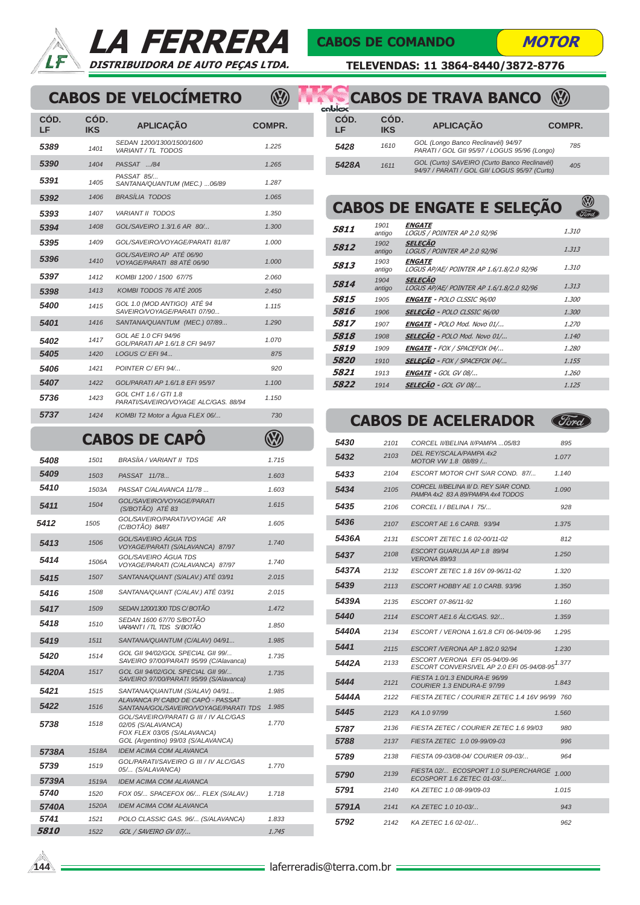# LA FERRERA

DISTRIBUIDORA DE AUTO PEÇAS LTDA.

CABOS DE COMANDO — MOTOR

TELEVENDAS: 11 3864-8440/3872-8776

## CABOS DE VELOCÍMETRO

| CÓD. LF | CÓD. IKS | APLICAÇÃO | COMPR. |
|---|---|---|---|
| 5389 | 1401 | SEDAN 1200/1300/1500/1600 VARIANT / TL TODOS | 1.225 |
| 5390 | 1404 | PASSAT .../84 | 1.265 |
| 5391 | 1405 | PASSAT 85/... SANTANA/QUANTUM (MEC.) ...06/89 | 1.287 |
| 5392 | 1406 | BRASÍLIA TODOS | 1.065 |
| 5393 | 1407 | VARIANT II TODOS | 1.350 |
| 5394 | 1408 | GOL/SAVEIRO 1.3/1.6 AR 80/... | 1.300 |
| 5395 | 1409 | GOL/SAVEIRO/VOYAGE/PARATI 81/87 | 1.000 |
| 5396 | 1410 | GOL/SAVEIRO AP ATÉ 06/90 VOYAGE/PARATI 88 ATÉ 06/90 | 1.000 |
| 5397 | 1412 | KOMBI 1200 / 1500 67/75 | 2.060 |
| 5398 | 1413 | KOMBI TODOS 76 ATÉ 2005 | 2.450 |
| 5400 | 1415 | GOL 1.0 (MOD ANTIGO) ATÉ 94 SAVEIRO/VOYAGE/PARATI 07/90... | 1.115 |
| 5401 | 1416 | SANTANA/QUANTUM (MEC.) 07/89... | 1.290 |
| 5402 | 1417 | GOL AE 1.0 CFI 94/96 GOL/PARATI AP 1.6/1.8 CFI 94/97 | 1.070 |
| 5405 | 1420 | LOGUS C/ EFI 94... | 875 |
| 5406 | 1421 | POINTER C/ EFI 94/... | 920 |
| 5407 | 1422 | GOL/PARATI AP 1.6/1.8 EFI 95/97 | 1.100 |
| 5736 | 1423 | GOL CHT 1.6 / GTI 1.8 PARATI/SAVEIRO/VOYAGE ALC/GAS. 88/94 | 1.150 |
| 5737 | 1424 | KOMBI T2 Motor a Água FLEX 06/... | 730 |

## CABOS DE CAPÔ

| CÓD. LF | CÓD. IKS | APLICAÇÃO | COMPR. |
|---|---|---|---|
| 5408 | 1501 | BRASÍIA / VARIANT II TDS | 1.715 |
| 5409 | 1503 | PASSAT 11/78... | 1.603 |
| 5410 | 1503A | PASSAT C/ALAVANCA 11/78 ... | 1.603 |
| 5411 | 1504 | GOL/SAVEIRO/VOYAGE/PARATI (S/BOTÃO) ATÉ 83 | 1.615 |
| 5412 | 1505 | GOL/SAVEIRO/PARATI/VOYAGE AR (C/BOTÃO) 84/87 | 1.605 |
| 5413 | 1506 | GOL/SAVEIRO ÁGUA TDS VOYAGE/PARATI (S/ALAVANCA) 87/97 | 1.740 |
| 5414 | 1506A | GOL/SAVEIRO ÁGUA TDS VOYAGE/PARATI (C/ALAVANCA) 87/97 | 1.740 |
| 5415 | 1507 | SANTANA/QUANT (S/ALAV.) ATÉ 03/91 | 2.015 |
| 5416 | 1508 | SANTANA/QUANT (C/ALAV.) ATÉ 03/91 | 2.015 |
| 5417 | 1509 | SEDAN 1200/1300 TDS C/ BOTÃO | 1.472 |
| 5418 | 1510 | SEDAN 1600 67/70 S/BOTÃO VARIANT I / TL TDS S/BOTÃO | 1.850 |
| 5419 | 1511 | SANTANA/QUANTUM (C/ALAV) 04/91... | 1.985 |
| 5420 | 1514 | GOL GII 94/02/GOL SPECIAL GII 99/... SAVEIRO 97/00/PARATI 95/99 (C/Alavanca) | 1.735 |
| 5420A | 1517 | GOL GII 94/02/GOL SPECIAL GII 99/... SAVEIRO 97/00/PARATI 95/99 (S/Alavanca) | 1.735 |
| 5421 | 1515 | SANTANA/QUANTUM (S/ALAV) 04/91... | 1.985 |
| 5422 | 1516 | ALAVANCA P/ CABO DE CAPÔ - PASSAT SANTANA/GOL/SAVEIRO/VOYAGE/PARATI TDS | 1.985 |
| 5738 | 1518 | GOL/SAVEIRO/PARATI G III / IV ALC/GAS 02/05 (S/ALAVANCA) FOX FLEX 03/05 (S/ALAVANCA) GOL (Argentino) 99/03 (S/ALAVANCA) | 1.770 |
| 5738A | 1518A | IDEM ACIMA COM ALAVANCA | |
| 5739 | 1519 | GOL/PARATI/SAVEIRO G III / IV ALC/GAS 05/... (S/ALAVANCA) | 1.770 |
| 5739A | 1519A | IDEM ACIMA COM ALAVANCA | |
| 5740 | 1520 | FOX 05/... SPACEFOX 06/... FLEX (S/ALAV.) | 1.718 |
| 5740A | 1520A | IDEM ACIMA COM ALAVANCA | |
| 5741 | 1521 | POLO CLASSIC GAS. 96/... (S/ALAVANCA) | 1.833 |
| 5810 | 1522 | GOL / SAVEIRO GV 07/... | 1.745 |

## CABOS DE TRAVA BANCO

| CÓD. LF | CÓD. IKS | APLICAÇÃO | COMPR. |
|---|---|---|---|
| 5428 | 1610 | GOL (Longo Banco Reclinável) 94/97 PARATI / GOL GII 95/97 / LOGUS 95/96 (Longo) | 785 |
| 5428A | 1611 | GOL (Curto) SAVEIRO (Curto Banco Reclinável) 94/97 / PARATI / GOL GII/ LOGUS 95/97 (Curto) | 405 |

## CABOS DE ENGATE E SELEÇÃO

| CÓD. LF | CÓD. IKS | APLICAÇÃO | COMPR. |
|---|---|---|---|
| 5811 | 1901 antigo | **ENGATE** LOGUS / POINTER AP 2.0 92/96 | 1.310 |
| 5812 | 1902 antigo | **SELEÇÃO** LOGUS / POINTER AP 2.0 92/96 | 1.313 |
| 5813 | 1903 antigo | **ENGATE** LOGUS AP/AE/ POINTER AP 1.6/1.8/2.0 92/96 | 1.310 |
| 5814 | 1904 antigo | **SELEÇÃO** LOGUS AP/AE/ POINTER AP 1.6/1.8/2.0 92/96 | 1.313 |
| 5815 | 1905 | **ENGATE** - POLO CLSSIC 96/00 | 1.300 |
| 5816 | 1906 | **SELEÇÃO** - POLO CLSSIC 96/00 | 1.300 |
| 5817 | 1907 | **ENGATE** - POLO Mod. Novo 01/... | 1.270 |
| 5818 | 1908 | **SELEÇÃO** - POLO Mod. Novo 01/... | 1.140 |
| 5819 | 1909 | **ENGATE** - FOX / SPACEFOX 04/... | 1.280 |
| 5820 | 1910 | **SELEÇÃO** - FOX / SPACEFOX 04/... | 1.155 |
| 5821 | 1913 | **ENGATE** - GOL GV 08/... | 1.260 |
| 5822 | 1914 | **SELEÇÃO** - GOL GV 08/... | 1.125 |

## CABOS DE ACELERADOR

| CÓD. LF | CÓD. IKS | APLICAÇÃO | COMPR. |
|---|---|---|---|
| 5430 | 2101 | CORCEL II/BELINA II/PAMPA ...05/83 | 895 |
| 5432 | 2103 | DEL REY/SCALA/PAMPA 4x2 MOTOR VW 1.8 08/89 /... | 1.077 |
| 5433 | 2104 | ESCORT MOTOR CHT S/AR COND. 87/... | 1.140 |
| 5434 | 2105 | CORCEL II/BELINA II/ D. REY S/AR COND. PAMPA 4x2 83 A 89/PAMPA 4x4 TODOS | 1.090 |
| 5435 | 2106 | CORCEL I / BELINA I 75/... | 928 |
| 5436 | 2107 | ESCORT AE 1.6 CARB. 93/94 | 1.375 |
| 5436A | 2131 | ESCORT ZETEC 1.6 02-00/11-02 | 812 |
| 5437 | 2108 | ESCORT GUARUJA AP 1.8 89/94 VERONA 89/93 | 1.250 |
| 5437A | 2132 | ESCORT ZETEC 1.8 16V 09-96/11-02 | 1.320 |
| 5439 | 2113 | ESCORT HOBBY AE 1.0 CARB. 93/96 | 1.350 |
| 5439A | 2135 | ESCORT 07-86/11-92 | 1.160 |
| 5440 | 2114 | ESCORT AE1.6 ÁLC/GAS. 92/... | 1.359 |
| 5440A | 2134 | ESCORT / VERONA 1.6/1.8 CFI 06-94/09-96 | 1.295 |
| 5441 | 2115 | ESCORT /VERONA AP 1.8/2.0 92/94 | 1.230 |
| 5442A | 2133 | ESCORT /VERONA EFI 05-94/09-96 ESCORT CONVERSIVEL AP 2.0 EFI 05-94/08-95 | 1.377 |
| 5444 | 2121 | FIESTA 1.0/1.3 ENDURA-E 96/99 COURIER 1.3 ENDURA-E 97/99 | 1.843 |
| 5444A | 2122 | FIESTA ZETEC / COURIER ZETEC 1.4 16V 96/99 | 760 |
| 5445 | 2123 | KA 1.0 97/99 | 1.560 |
| 5787 | 2136 | FIESTA ZETEC / COURIER ZETEC 1.6 99/03 | 980 |
| 5788 | 2137 | FIESTA ZETEC 1.0 09-99/09-03 | 996 |
| 5789 | 2138 | FIESTA 09-03/08-04/ COURIER 09-03/... | 964 |
| 5790 | 2139 | FIESTA 02/... ECOSPORT 1.0 SUPERCHARGE ECOSPORT 1.6 ZETEC 01-03/... | 1.000 |
| 5791 | 2140 | KA ZETEC 1.0 08-99/09-03 | 1.015 |
| 5791A | 2141 | KA ZETEC 1.0 10-03/... | 943 |
| 5792 | 2142 | KA ZETEC 1.6 02-01/... | 962 |

laferreradis@terra.com.br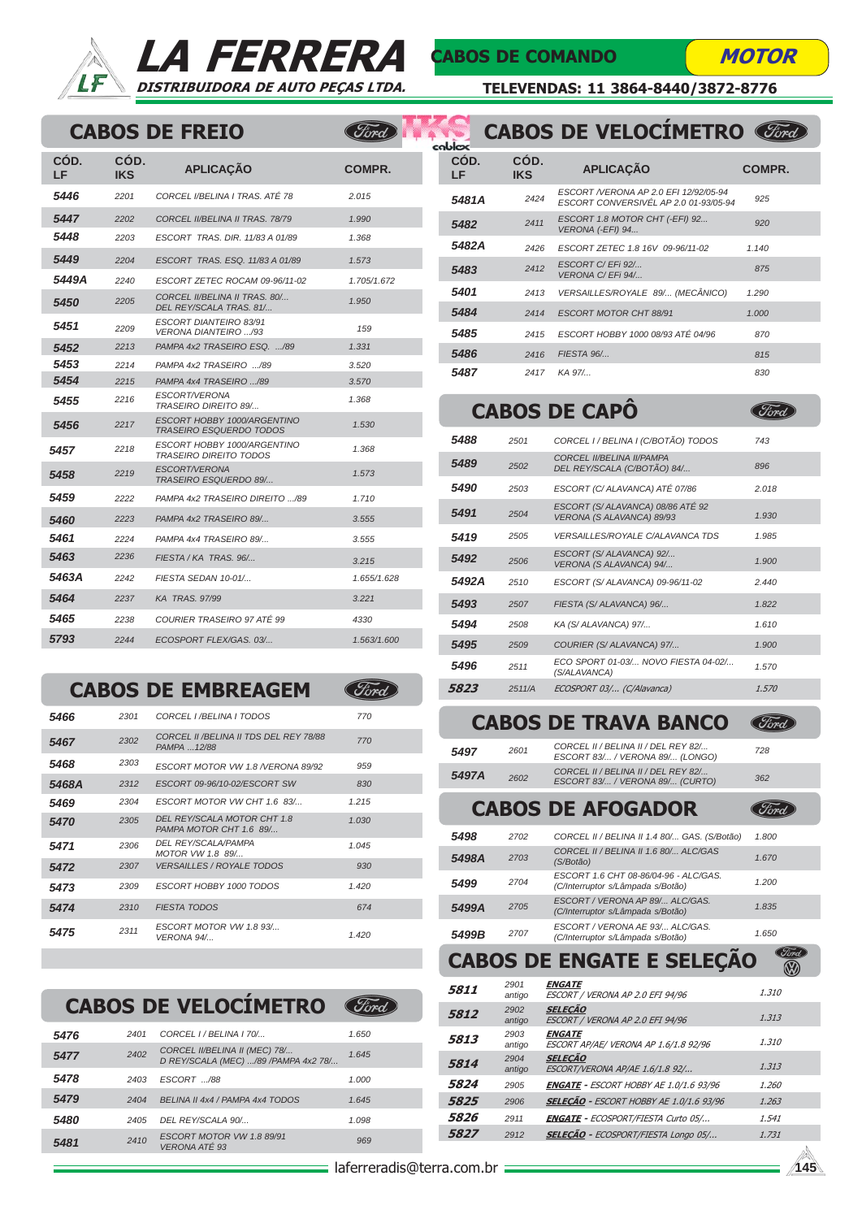# LA FERRERA

**DISTRIBUIDORA DE AUTO PEÇAS LTDA.**

**CABOS DE COMANDO** — **MOTOR**

**TELEVENDAS: 11 3864-8440/3872-8776**

## CABOS DE FREIO

| CÓD. LF | CÓD. IKS | APLICAÇÃO | COMPR. |
|---|---|---|---|
| 5446 | 2201 | CORCEL I/BELINA I TRAS. ATÉ 78 | 2.015 |
| 5447 | 2202 | CORCEL II/BELINA II TRAS. 78/79 | 1.990 |
| 5448 | 2203 | ESCORT TRAS. DIR. 11/83 A 01/89 | 1.368 |
| 5449 | 2204 | ESCORT TRAS. ESQ. 11/83 A 01/89 | 1.573 |
| 5449A | 2240 | ESCORT ZETEC ROCAM 09-96/11-02 | 1.705/1.672 |
| 5450 | 2205 | CORCEL II/BELINA II TRAS. 80/... DEL REY/SCALA TRAS. 81/... | 1.950 |
| 5451 | 2209 | ESCORT DIANTEIRO 83/91 VERONA DIANTEIRO .../93 | 159 |
| 5452 | 2213 | PAMPA 4x2 TRASEIRO ESQ. .../89 | 1.331 |
| 5453 | 2214 | PAMPA 4x2 TRASEIRO .../89 | 3.520 |
| 5454 | 2215 | PAMPA 4x4 TRASEIRO .../89 | 3.570 |
| 5455 | 2216 | ESCORT/VERONA TRASEIRO DIREITO 89/... | 1.368 |
| 5456 | 2217 | ESCORT HOBBY 1000/ARGENTINO TRASEIRO ESQUERDO TODOS | 1.530 |
| 5457 | 2218 | ESCORT HOBBY 1000/ARGENTINO TRASEIRO DIREITO TODOS | 1.368 |
| 5458 | 2219 | ESCORT/VERONA TRASEIRO ESQUERDO 89/... | 1.573 |
| 5459 | 2222 | PAMPA 4x2 TRASEIRO DIREITO .../89 | 1.710 |
| 5460 | 2223 | PAMPA 4x2 TRASEIRO 89/... | 3.555 |
| 5461 | 2224 | PAMPA 4x4 TRASEIRO 89/... | 3.555 |
| 5463 | 2236 | FIESTA / KA TRAS. 96/... | 3.215 |
| 5463A | 2242 | FIESTA SEDAN 10-01/... | 1.655/1.628 |
| 5464 | 2237 | KA TRAS. 97/99 | 3.221 |
| 5465 | 2238 | COURIER TRASEIRO 97 ATÉ 99 | 4330 |
| 5793 | 2244 | ECOSPORT FLEX/GAS. 03/... | 1.563/1.600 |

## CABOS DE EMBREAGEM

| CÓD. LF | CÓD. IKS | APLICAÇÃO | COMPR. |
|---|---|---|---|
| 5466 | 2301 | CORCEL I /BELINA I TODOS | 770 |
| 5467 | 2302 | CORCEL II /BELINA II TDS DEL REY 78/88 PAMPA ...12/88 | 770 |
| 5468 | 2303 | ESCORT MOTOR VW 1.8 /VERONA 89/92 | 959 |
| 5468A | 2312 | ESCORT 09-96/10-02/ESCORT SW | 830 |
| 5469 | 2304 | ESCORT MOTOR VW CHT 1.6 83/... | 1.215 |
| 5470 | 2305 | DEL REY/SCALA MOTOR CHT 1.8 PAMPA MOTOR CHT 1.6 89/... | 1.030 |
| 5471 | 2306 | DEL REY/SCALA/PAMPA MOTOR VW 1.8 89/... | 1.045 |
| 5472 | 2307 | VERSAILLES / ROYALE TODOS | 930 |
| 5473 | 2309 | ESCORT HOBBY 1000 TODOS | 1.420 |
| 5474 | 2310 | FIESTA TODOS | 674 |
| 5475 | 2311 | ESCORT MOTOR VW 1.8 93/... VERONA 94/... | 1.420 |

## CABOS DE VELOCÍMETRO

| CÓD. LF | CÓD. IKS | APLICAÇÃO | COMPR. |
|---|---|---|---|
| 5476 | 2401 | CORCEL I / BELINA I 70/... | 1.650 |
| 5477 | 2402 | CORCEL II/BELINA II (MEC) 78/... D REY/SCALA (MEC) .../89 /PAMPA 4x2 78/... | 1.645 |
| 5478 | 2403 | ESCORT .../88 | 1.000 |
| 5479 | 2404 | BELINA II 4x4 / PAMPA 4x4 TODOS | 1.645 |
| 5480 | 2405 | DEL REY/SCALA 90/... | 1.098 |
| 5481 | 2410 | ESCORT MOTOR VW 1.8 89/91 VERONA ATÉ 93 | 969 |
| 5481A | 2424 | ESCORT /VERONA AP 2.0 EFI 12/92/05-94 ESCORT CONVERSÍVEL AP 2.0 01-93/05-94 | 925 |
| 5482 | 2411 | ESCORT 1.8 MOTOR CHT (-EFI) 92... VERONA (-EFI) 94... | 920 |
| 5482A | 2426 | ESCORT ZETEC 1.8 16V 09-96/11-02 | 1.140 |
| 5483 | 2412 | ESCORT C/ EFi 92/... VERONA C/ EFi 94/... | 875 |
| 5401 | 2413 | VERSAILLES/ROYALE 89/... (MECÂNICO) | 1.290 |
| 5484 | 2414 | ESCORT MOTOR CHT 88/91 | 1.000 |
| 5485 | 2415 | ESCORT HOBBY 1000 08/93 ATÉ 04/96 | 870 |
| 5486 | 2416 | FIESTA 96/... | 815 |
| 5487 | 2417 | KA 97/... | 830 |

## CABOS DE CAPÔ

| CÓD. LF | CÓD. IKS | APLICAÇÃO | COMPR. |
|---|---|---|---|
| 5488 | 2501 | CORCEL I / BELINA I (C/BOTÃO) TODOS | 743 |
| 5489 | 2502 | CORCEL II/BELINA II/PAMPA DEL REY/SCALA (C/BOTÃO) 84/... | 896 |
| 5490 | 2503 | ESCORT (C/ ALAVANCA) ATÉ 07/86 | 2.018 |
| 5491 | 2504 | ESCORT (S/ ALAVANCA) 08/86 ATÉ 92 VERONA (S ALAVANCA) 89/93 | 1.930 |
| 5419 | 2505 | VERSAILLES/ROYALE C/ALAVANCA TDS | 1.985 |
| 5492 | 2506 | ESCORT (S/ ALAVANCA) 92/... VERONA (S ALAVANCA) 94/... | 1.900 |
| 5492A | 2510 | ESCORT (S/ ALAVANCA) 09-96/11-02 | 2.440 |
| 5493 | 2507 | FIESTA (S/ ALAVANCA) 96/... | 1.822 |
| 5494 | 2508 | KA (S/ ALAVANCA) 97/... | 1.610 |
| 5495 | 2509 | COURIER (S/ ALAVANCA) 97/... | 1.900 |
| 5496 | 2511 | ECO SPORT 01-03/... NOVO FIESTA 04-02/... (S/ALAVANCA) | 1.570 |
| 5823 | 2511/A | ECOSPORT 03/... (C/Alavanca) | 1.570 |

## CABOS DE TRAVA BANCO

| CÓD. LF | CÓD. IKS | APLICAÇÃO | COMPR. |
|---|---|---|---|
| 5497 | 2601 | CORCEL II / BELINA II / DEL REY 82/... ESCORT 83/... / VERONA 89/... (LONGO) | 728 |
| 5497A | 2602 | CORCEL II / BELINA II / DEL REY 82/... ESCORT 83/... / VERONA 89/... (CURTO) | 362 |

## CABOS DE AFOGADOR

| CÓD. LF | CÓD. IKS | APLICAÇÃO | COMPR. |
|---|---|---|---|
| 5498 | 2702 | CORCEL II / BELINA II 1.4 80/... GAS. (S/Botão) | 1.800 |
| 5498A | 2703 | CORCEL II / BELINA II 1.6 80/... ALC/GAS (S/Botão) | 1.670 |
| 5499 | 2704 | ESCORT 1.6 CHT 08-86/04-96 - ALC/GAS. (C/Interruptor s/Lâmpada s/Botão) | 1.200 |
| 5499A | 2705 | ESCORT / VERONA AP 89/... ALC/GAS. (C/Interruptor s/Lâmpada s/Botão) | 1.835 |
| 5499B | 2707 | ESCORT / VERONA AE 93/... ALC/GAS. (C/Interruptor s/Lâmpada s/Botão) | 1.650 |

## CABOS DE ENGATE E SELEÇÃO

| CÓD. LF | CÓD. IKS | APLICAÇÃO | COMPR. |
|---|---|---|---|
| 5811 | 2901 antigo | **ENGATE** ESCORT / VERONA AP 2.0 EFI 94/96 | 1.310 |
| 5812 | 2902 antigo | **SELEÇÃO** ESCORT / VERONA AP 2.0 EFI 94/96 | 1.313 |
| 5813 | 2903 antigo | **ENGATE** ESCORT AP/AE/ VERONA AP 1.6/1.8 92/96 | 1.310 |
| 5814 | 2904 antigo | **SELEÇÃO** ESCORT/VERONA AP/AE 1.6/1.8 92/... | 1.313 |
| 5824 | 2905 | **ENGATE** - ESCORT HOBBY AE 1.0/1.6 93/96 | 1.260 |
| 5825 | 2906 | **SELEÇÃO** - ESCORT HOBBY AE 1.0/1.6 93/96 | 1.263 |
| 5826 | 2911 | **ENGATE** - ECOSPORT/FIESTA Curto 05/... | 1.541 |
| 5827 | 2912 | **SELEÇÃO** - ECOSPORT/FIESTA Longo 05/... | 1.731 |

laferreradis@terra.com.br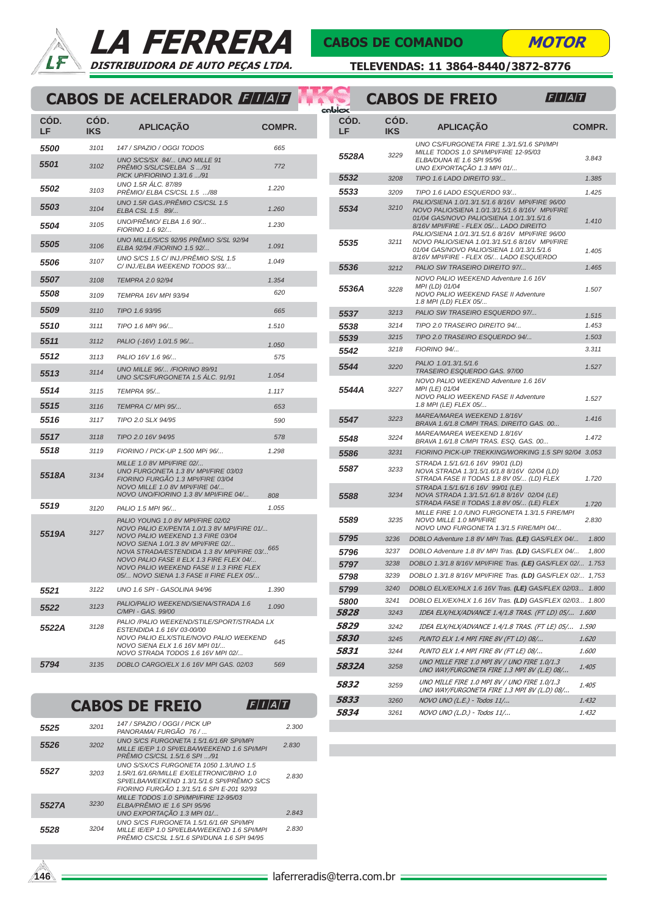# LA FERRERA
**DISTRIBUIDORA DE AUTO PEÇAS LTDA.**

**CABOS DE COMANDO** — **MOTOR**

**TELEVENDAS: 11 3864-8440/3872-8776**

## CABOS DE ACELERADOR FIAT

| CÓD. LF | CÓD. IKS | APLICAÇÃO | COMPR. |
|---|---|---|---|
| 5500 | 3101 | 147 / SPAZIO / OGGI TODOS | 665 |
| 5501 | 3102 | UNO S/CS/SX 84/... UNO MILLE 91 PRÊMIO S/SL/CS/ELBA S .../91 PICK UP/FIORINO 1.3/1.6 .../91 | 772 |
| 5502 | 3103 | UNO 1.5R ÁLC. 87/89 PRÊMIO/ ELBA CS/CSL 1.5 .../88 | 1.220 |
| 5503 | 3104 | UNO 1.5R GAS./PRÊMIO CS/CSL 1.5 ELBA CSL 1.5 89/... | 1.260 |
| 5504 | 3105 | UNO/PRÊMIO/ ELBA 1.6 90/... FIORINO 1.6 92/... | 1.230 |
| 5505 | 3106 | UNO MILLE/S/CS 92/95 PRÊMIO S/SL 92/94 ELBA 92/94 /FIORINO 1.5 92/... | 1.091 |
| 5506 | 3107 | UNO S/CS 1.5 C/ INJ./PRÊMIO S/SL 1.5 C/ INJ./ELBA WEEKEND TODOS 93/... | 1.049 |
| 5507 | 3108 | TEMPRA 2.0 92/94 | 1.354 |
| 5508 | 3109 | TEMPRA 16V MPI 93/94 | 620 |
| 5509 | 3110 | TIPO 1.6 93/95 | 665 |
| 5510 | 3111 | TIPO 1.6 MPI 96/... | 1.510 |
| 5511 | 3112 | PALIO (-16V) 1.0/1.5 96/... | 1.050 |
| 5512 | 3113 | PALIO 16V 1.6 96/... | 575 |
| 5513 | 3114 | UNO MILLE 96/... /FIORINO 89/91 UNO S/CS/FURGONETA 1.5 ÁLC. 91/91 | 1.054 |
| 5514 | 3115 | TEMPRA 95/... | 1.117 |
| 5515 | 3116 | TEMPRA C/ MPi 95/... | 653 |
| 5516 | 3117 | TIPO 2.0 SLX 94/95 | 590 |
| 5517 | 3118 | TIPO 2.0 16V 94/95 | 578 |
| 5518 | 3119 | FIORINO / PICK-UP 1.500 MPi 96/... | 1.298 |
| 5518A | 3134 | MILLE 1.0 8V MPI/FIRE 02/... UNO FURGONETA 1.3 8V MPI/FIRE 03/03 FIORINO FURGÃO 1.3 MPI/FIRE 03/04 NOVO MILLE 1.0 8V MPI/FIRE 04/... NOVO UNO/FIORINO 1.3 8V MPI/FIRE 04/... | 808 |
| 5519 | 3120 | PALIO 1.5 MPI 96/... | 1.055 |
| 5519A | 3127 | PALIO YOUNG 1.0 8V MPI/FIRE 02/02 NOVO PALIO EX/PENTA 1.0/1.3 8V MPI/FIRE 01/... NOVO PALIO WEEKEND 1.3 FIRE 03/04 NOVO SIENA 1.0/1.3 8V MPI/FIRE 02/... NOVA STRADA/ESTENDIDA 1.3 8V MPI/FIRE 03/... NOVO PALIO FASE II ELX 1.3 FIRE FLEX 04/... NOVO PALIO WEEKEND FASE II 1.3 FIRE FLEX 05/... NOVO SIENA 1.3 FASE II FIRE FLEX 05/... | 665 |
| 5521 | 3122 | UNO 1.6 SPI - GASOLINA 94/96 | 1.390 |
| 5522 | 3123 | PALIO/PALIO WEEKEND/SIENA/STRADA 1.6 C/MPI - GAS. 99/00 | 1.090 |
| 5522A | 3128 | PALIO /PALIO WEEKEND/STILE/SPORT/STRADA LX ESTENDIDA 1.6 16V 03-00/00 NOVO PALIO ELX/STILE/NOVO PALIO WEEKEND NOVO SIENA ELX 1.6 16V MPI 01/... NOVO STRADA TODOS 1.6 16V MPI 02/... | 645 |
| 5794 | 3135 | DOBLO CARGO/ELX 1.6 16V MPI GAS. 02/03 | 569 |

## CABOS DE FREIO FIAT

| CÓD. LF | CÓD. IKS | APLICAÇÃO | COMPR. |
|---|---|---|---|
| 5525 | 3201 | 147 / SPAZIO / OGGI / PICK UP PANORAMA/ FURGÃO 76 / ... | 2.300 |
| 5526 | 3202 | UNO S/CS FURGONETA 1.5/1.6/1.6R SPI/MPI MILLE IE/EP 1.0 SPI/ELBA/WEEKEND 1.6 SPI/MPI PRÊMIO CS/CSL 1.5/1.6 SPI .../91 | 2.830 |
| 5527 | 3203 | UNO S/SX/CS FURGONETA 1050 1.3/UNO 1.5 1.5R/1.6/1.6R/MILLE EX/ELETRONIC/BRIO 1.0 SPI/ELBA/WEEKEND 1.3/1.5/1.6 SPI/PRÊMIO S/CS FIORINO FURGÃO 1.3/1.5/1.6 SPI E-201 92/93 | 2.830 |
| 5527A | 3230 | MILLE TODOS 1.0 SPI/MPI/FIRE 12-95/03 ELBA/PRÊMIO IE 1.6 SPI 95/96 UNO EXPORTAÇÃO 1.3 MPI 01/... | 2.843 |
| 5528 | 3204 | UNO S/CS FURGONETA 1.5/1.6/1.6R SPI/MPI MILLE IE/EP 1.0 SPI/ELBA/WEEKEND 1.6 SPI/MPI PRÊMIO CS/CSL 1.5/1.6 SPI/DUNA 1.6 SPI 94/95 | 2.830 |

## CABOS DE FREIO FIAT

| CÓD. LF | CÓD. IKS | APLICAÇÃO | COMPR. |
|---|---|---|---|
| 5528A | 3229 | UNO CS/FURGONETA FIRE 1.3/1.5/1.6 SPI/MPI MILLE TODOS 1.0 SPI/MPI/FIRE 12-95/03 ELBA/DUNA IE 1.6 SPI 95/96 UNO EXPORTAÇÃO 1.3 MPI 01/... | 3.843 |
| 5532 | 3208 | TIPO 1.6 LADO DIREITO 93/... | 1.385 |
| 5533 | 3209 | TIPO 1.6 LADO ESQUERDO 93/... | 1.425 |
| 5534 | 3210 | PALIO/SIENA 1.0/1.3/1.5/1.6 8/16V MPI/FIRE 96/00 NOVO PALIO/SIENA 1.0/1.3/1.5/1.6 8/16V MPI/FIRE 01/04 GAS/NOVO PALIO/SIENA 1.0/1.3/1.5/1.6 8/16V MPI/FIRE - FLEX 05/... LADO DIREITO | 1.410 |
| 5535 | 3211 | PALIO/SIENA 1.0/1.3/1.5/1.6 8/16V MPI/FIRE 96/00 NOVO PALIO/SIENA 1.0/1.3/1.5/1.6 8/16V MPI/FIRE 01/04 GAS/NOVO PALIO/SIENA 1.0/1.3/1.5/1.6 8/16V MPI/FIRE - FLEX 05/... LADO ESQUERDO | 1.405 |
| 5536 | 3212 | PALIO SW TRASEIRO DIREITO 97/... | 1.465 |
| 5536A | 3228 | NOVO PALIO WEEKEND Adventure 1.6 16V MPI (LD) 01/04 NOVO PALIO WEEKEND FASE II Adventure 1.8 MPI (LD) FLEX 05/... | 1.507 |
| 5537 | 3213 | PALIO SW TRASEIRO ESQUERDO 97/... | 1.515 |
| 5538 | 3214 | TIPO 2.0 TRASEIRO DIREITO 94/... | 1.453 |
| 5539 | 3215 | TIPO 2.0 TRASEIRO ESQUERDO 94/... | 1.503 |
| 5542 | 3218 | FIORINO 94/... | 3.311 |
| 5544 | 3220 | PALIO 1.0/1.3/1.5/1.6 TRASEIRO ESQUERDO GAS. 97/00 | 1.527 |
| 5544A | 3227 | NOVO PALIO WEEKEND Adventure 1.6 16V MPI (LE) 01/04 NOVO PALIO WEEKEND FASE II Adventure 1.8 MPI (LE) FLEX 05/... | 1.527 |
| 5547 | 3223 | MAREA/MAREA WEEKEND 1.8/16V BRAVA 1.6/1.8 C/MPI TRAS. DIREITO GAS. 00... | 1.416 |
| 5548 | 3224 | MAREA/MAREA WEEKEND 1.8/16V BRAVA 1.6/1.8 C/MPI TRAS. ESQ. GAS. 00... | 1.472 |
| 5586 | 3231 | FIORINO PICK-UP TREKKING/WORKING 1.5 SPI 92/04 | 3.053 |
| 5587 | 3233 | STRADA 1.5/1.6/1.6 16V 99/01 (LD) NOVA STRADA 1.3/1.5/1.6/1.8 8/16V 02/04 (LD) STRADA FASE II TODAS 1.8 8V 05/... (LD) FLEX | 1.720 |
| 5588 | 3234 | STRADA 1.5/1.6/1.6 16V 99/01 (LE) NOVA STRADA 1.3/1.5/1.6/1.8 8/16V 02/04 (LE) STRADA FASE II TODAS 1.8 8V 05/... (LE) FLEX | 1.720 |
| 5589 | 3235 | MILLE FIRE 1.0 /UNO FURGONETA 1.3/1.5 FIRE/MPI NOVO MILLE 1.0 MPI/FIRE NOVO UNO FURGONETA 1.3/1.5 FIRE/MPI 04/... | 2.830 |
| 5795 | 3236 | DOBLO Adventure 1.8 8V MPI Tras. **(LE)** GAS/FLEX 04/... | 1.800 |
| 5796 | 3237 | DOBLO Adventure 1.8 8V MPI Tras. **(LD)** GAS/FLEX 04/... | 1,800 |
| 5797 | 3238 | DOBLO 1.3/1.8 8/16V MPI/FIRE Tras. **(LE)** GAS/FLEX 02/... | 1.753 |
| 5798 | 3239 | DOBLO 1.3/1.8 8/16V MPI/FIRE Tras. **(LD)** GAS/FLEX 02/... | 1,753 |
| 5799 | 3240 | DOBLO ELX/EX/HLX 1.6 16V Tras. **(LE)** GAS/FLEX 02/03... | 1.800 |
| 5800 | 3241 | DOBLO ELX/EX/HLX 1.6 16V Tras. **(LD)** GAS/FLEX 02/03... | 1.800 |
| 5828 | 3243 | IDEA ELX/HLX/ADVANCE 1.4/1.8 TRAS. (FT LD) 05/... | 1.600 |
| 5829 | 3242 | IDEA ELX/HLX/ADVANCE 1.4/1.8 TRAS. (FT LE) 05/... | 1.590 |
| 5830 | 3245 | PUNTO ELX 1.4 MPI FIRE 8V (FT LD) 08/... | 1.620 |
| 5831 | 3244 | PUNTO ELX 1.4 MPI FIRE 8V (FT LE) 08/... | 1.600 |
| 5832A | 3258 | UNO MILLE FIRE 1.0 MPI 8V / UNO FIRE 1.0/1.3 UNO WAY/FURGONETA FIRE 1.3 MPI 8V (L.E) 08/... | 1.405 |
| 5832 | 3259 | UNO MILLE FIRE 1.0 MPI 8V / UNO FIRE 1.0/1.3 UNO WAY/FURGONETA FIRE 1.3 MPI 8V (L.D) 08/... | 1.405 |
| 5833 | 3260 | NOVO UNO (L.E.) - Todos 11/... | 1.432 |
| 5834 | 3261 | NOVO UNO (L.D.) - Todos 11/... | 1.432 |

laferreradis@terra.com.br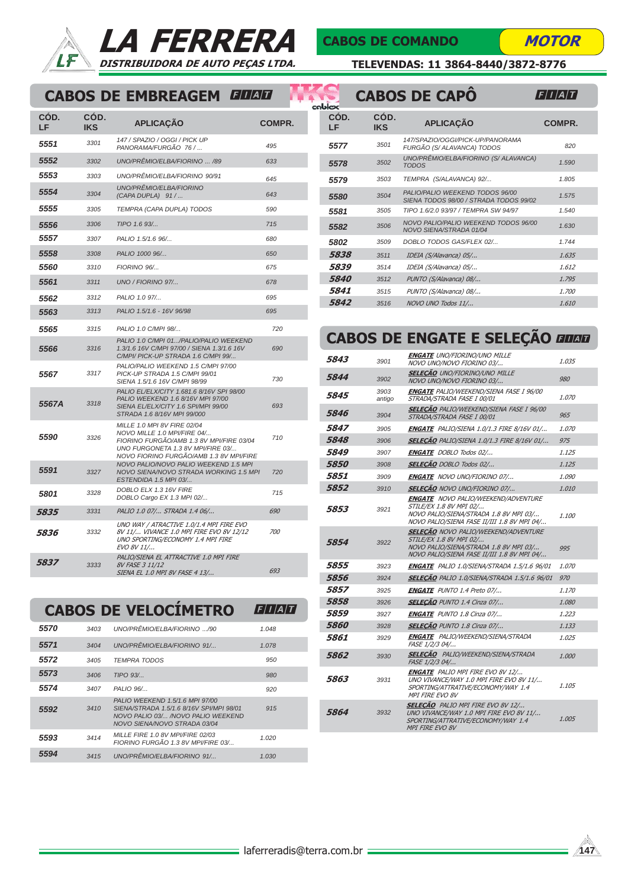# LA FERRERA

DISTRIBUIDORA DE AUTO PEÇAS LTDA.

CABOS DE COMANDO — MOTOR

TELEVENDAS: 11 3864-8440/3872-8776

## CABOS DE EMBREAGEM FIAT

| CÓD. LF | CÓD. IKS | APLICAÇÃO | COMPR. |
|---|---|---|---|
| 5551 | 3301 | 147 / SPAZIO / OGGI / PICK UP PANORAMA/FURGÃO 76 / ... | 495 |
| 5552 | 3302 | UNO/PRÊMIO/ELBA/FIORINO ... /89 | 633 |
| 5553 | 3303 | UNO/PRÊMIO/ELBA/FIORINO 90/91 | 645 |
| 5554 | 3304 | UNO/PRÊMIO/ELBA/FIORINO (CAPA DUPLA) 91 / ... | 643 |
| 5555 | 3305 | TEMPRA (CAPA DUPLA) TODOS | 590 |
| 5556 | 3306 | TIPO 1.6 93/... | 715 |
| 5557 | 3307 | PALIO 1.5/1.6 96/... | 680 |
| 5558 | 3308 | PALIO 1000 96/... | 650 |
| 5560 | 3310 | FIORINO 96/... | 675 |
| 5561 | 3311 | UNO / FIORINO 97/... | 678 |
| 5562 | 3312 | PALIO 1.0 97/... | 695 |
| 5563 | 3313 | PALIO 1.5/1.6 - 16V 96/98 | 695 |
| 5565 | 3315 | PALIO 1.0 C/MPI 98/... | 720 |
| 5566 | 3316 | PALIO 1.0 C/MPI 01.../PALIO/PALIO WEEKEND 1.3/1.6 16V C/MPI 97/00 / SIENA 1.3/1.6 16V C/MPI/ PICK-UP STRADA 1.6 C/MPI 99/... | 690 |
| 5567 | 3317 | PALIO/PALIO WEEKEND 1.5 C/MPI 97/00 PICK-UP STRADA 1.5 C/MPI 99/01 SIENA 1.5/1.6 16V C/MPI 98/99 | 730 |
| 5567A | 3318 | PALIO EL/ELX/CITY 1.6/1.6 8/16V SPI 98/00 PALIO WEEKEND 1.6 8/16V MPI 97/00 SIENA EL/ELX/CITY 1.6 SPI/MPI 99/00 STRADA 1.6 8/16V MPI 99/000 | 693 |
| 5590 | 3326 | MILLE 1.0 MPI 8V FIRE 02/04 NOVO MILLE 1.0 MPI/FIRE 04/... FIORINO FURGÃO/AMB 1.3 8V MPI/FIRE 03/04 UNO FURGONETA 1.3 8V MPI/FIRE 03/... NOVO FIORINO FURGÃO/AMB 1.3 8V MPI/FIRE | 710 |
| 5591 | 3327 | NOVO PALIO/NOVO PALIO WEEKEND 1.5 MPI NOVO SIENA/NOVO STRADA WORKING 1.5 MPI ESTENDIDA 1.5 MPI 03/... | 720 |
| 5801 | 3328 | DOBLO ELX 1.3 16V FIRE DOBLO Cargo EX 1.3 MPI 02/... | 715 |
| 5835 | 3331 | PALIO 1.0 07/... STRADA 1.4 06/... | 690 |
| 5836 | 3332 | UNO WAY / ATRACTIVE 1.0/1.4 MPI FIRE EVO 8V 11/... VIVANCE 1.0 MPI FIRE EVO 8V 12/12 UNO SPORTING/ECONOMY 1.4 MPI FIRE EVO 8V 11/... | 700 |
| 5837 | 3333 | PALIO/SIENA EL ATTRACTIVE 1.0 MPI FIRE 8V FASE 3 11/12 SIENA EL 1.0 MPI 8V FASE 4 13/... | 693 |

## CABOS DE VELOCÍMETRO FIAT

| CÓD. LF | CÓD. IKS | APLICAÇÃO | COMPR. |
|---|---|---|---|
| 5570 | 3403 | UNO/PRÊMIO/ELBA/FIORINO .../90 | 1.048 |
| 5571 | 3404 | UNO/PRÊMIO/ELBA/FIORINO 91/... | 1.078 |
| 5572 | 3405 | TEMPRA TODOS | 950 |
| 5573 | 3406 | TIPO 93/... | 980 |
| 5574 | 3407 | PALIO 96/... | 920 |
| 5592 | 3410 | PALIO WEEKEND 1.5/1.6 MPI 97/00 SIENA/STRADA 1.5/1.6 8/16V SPI/MPI 98/01 NOVO PALIO 03/... /NOVO PALIO WEEKEND NOVO SIENA/NOVO STRADA 03/04 | 915 |
| 5593 | 3414 | MILLE FIRE 1.0 8V MPI/FIRE 02/03 FIORINO FURGÃO 1.3 8V MPI/FIRE 03/... | 1.020 |
| 5594 | 3415 | UNO/PRÊMIO/ELBA/FIORINO 91/... | 1.030 |

## CABOS DE CAPÔ FIAT

| CÓD. LF | CÓD. IKS | APLICAÇÃO | COMPR. |
|---|---|---|---|
| 5577 | 3501 | 147/SPAZIO/OGGI/PICK-UP/PANORAMA FURGÃO (S/ ALAVANCA) TODOS | 820 |
| 5578 | 3502 | UNO/PRÊMIO/ELBA/FIORINO (S/ ALAVANCA) TODOS | 1.590 |
| 5579 | 3503 | TEMPRA (S/ALAVANCA) 92/... | 1.805 |
| 5580 | 3504 | PALIO/PALIO WEEKEND TODOS 96/00 SIENA TODOS 98/00 / STRADA TODOS 99/02 | 1.575 |
| 5581 | 3505 | TIPO 1.6/2.0 93/97 / TEMPRA SW 94/97 | 1.540 |
| 5582 | 3506 | NOVO PALIO/PALIO WEEKEND TODOS 96/00 NOVO SIENA/STRADA 01/04 | 1.630 |
| 5802 | 3509 | DOBLO TODOS GAS/FLEX 02/... | 1.744 |
| 5838 | 3511 | IDEIA (S/Alavanca) 05/... | 1.635 |
| 5839 | 3514 | IDEIA (S/Alavanca) 05/... | 1.612 |
| 5840 | 3512 | PUNTO (S/Alavanca) 08/... | 1.795 |
| 5841 | 3515 | PUNTO (S/Alavanca) 08/... | 1.700 |
| 5842 | 3516 | NOVO UNO Todos 11/... | 1.610 |

## CABOS DE ENGATE E SELEÇÃO FIAT

| CÓD. LF | CÓD. IKS | APLICAÇÃO | COMPR. |
|---|---|---|---|
| 5843 | 3901 | **ENGATE** UNO/FIORINO/UNO MILLE NOVO UNO/NOVO FIORINO 03/... | 1.035 |
| 5844 | 3902 | **SELEÇÃO** UNO/FIORINO/UNO MILLE NOVO UNO/NOVO FIORINO 03/... | 980 |
| 5845 | 3903 antigo | **ENGATE** PALIO/WEEKEND/SIENA FASE I 96/00 STRADA/STRADA FASE I 00/01 | 1.070 |
| 5846 | 3904 | **SELEÇÃO** PALIO/WEEKEND/SIENA FASE I 96/00 STRADA/STRADA FASE I 00/01 | 965 |
| 5847 | 3905 | **ENGATE** PALIO/SIENA 1.0/1.3 FIRE 8/16V 01/... | 1.070 |
| 5848 | 3906 | **SELEÇÃO** PALIO/SIENA 1.0/1.3 FIRE 8/16V 01/... | 975 |
| 5849 | 3907 | **ENGATE** DOBLO Todos 02/... | 1.125 |
| 5850 | 3908 | **SELEÇÃO** DOBLO Todos 02/... | 1.125 |
| 5851 | 3909 | **ENGATE** NOVO UNO/FIORINO 07/... | 1.090 |
| 5852 | 3910 | **SELEÇÃO** NOVO UNO/FIORINO 07/... | 1.010 |
| 5853 | 3921 | **ENGATE** NOVO PALIO/WEEKEND/ADVENTURE STILE/EX 1.8 8V MPI 02/... NOVO PALIO/SIENA/STRADA 1.8 8V MPI 03/... NOVO PALIO/SIENA FASE II/III 1.8 8V MPI 04/... | 1.100 |
| 5854 | 3922 | **SELEÇÃO** NOVO PALIO/WEEKEND/ADVENTURE STILE/EX 1.8 8V MPI 02/... NOVO PALIO/SIENA/STRADA 1.8 8V MPI 03/... NOVO PALIO/SIENA FASE II/III 1.8 8V MPI 04/... | 995 |
| 5855 | 3923 | **ENGATE** PALIO 1.0/SIENA/STRADA 1.5/1.6 96/01 | 1.070 |
| 5856 | 3924 | **SELEÇÃO** PALIO 1.0/SIENA/STRADA 1.5/1.6 96/01 | 970 |
| 5857 | 3925 | **ENGATE** PUNTO 1.4 Preto 07/... | 1.170 |
| 5858 | 3926 | **SELEÇÃO** PUNTO 1.4 Cinza 07/... | 1.080 |
| 5859 | 3927 | **ENGATE** PUNTO 1.8 Cinza 07/... | 1.223 |
| 5860 | 3928 | **SELEÇÃO** PUNTO 1.8 Cinza 07/... | 1.133 |
| 5861 | 3929 | **ENGATE** PALIO/WEEKEND/SIENA/STRADA FASE 1/2/3 04/... | 1.025 |
| 5862 | 3930 | **SELEÇÃO** PALIO/WEEKEND/SIENA/STRADA FASE 1/2/3 04/... | 1.000 |
| 5863 | 3931 | **ENGATE** PALIO MPI FIRE EVO 8V 12/... UNO VIVANCE/WAY 1.0 MPI FIRE EVO 8V 11/... SPORTING/ATTRATIVE/ECONOMY/WAY 1.4 MPI FIRE EVO 8V | 1.105 |
| 5864 | 3932 | **SELEÇÃO** PALIO MPI FIRE EVO 8V 12/... UNO VIVANCE/WAY 1.0 MPI FIRE EVO 8V 11/... SPORTING/ATTRATIVE/ECONOMY/WAY 1.4 MPI FIRE EVO 8V | 1.005 |

laferreradis@terra.com.br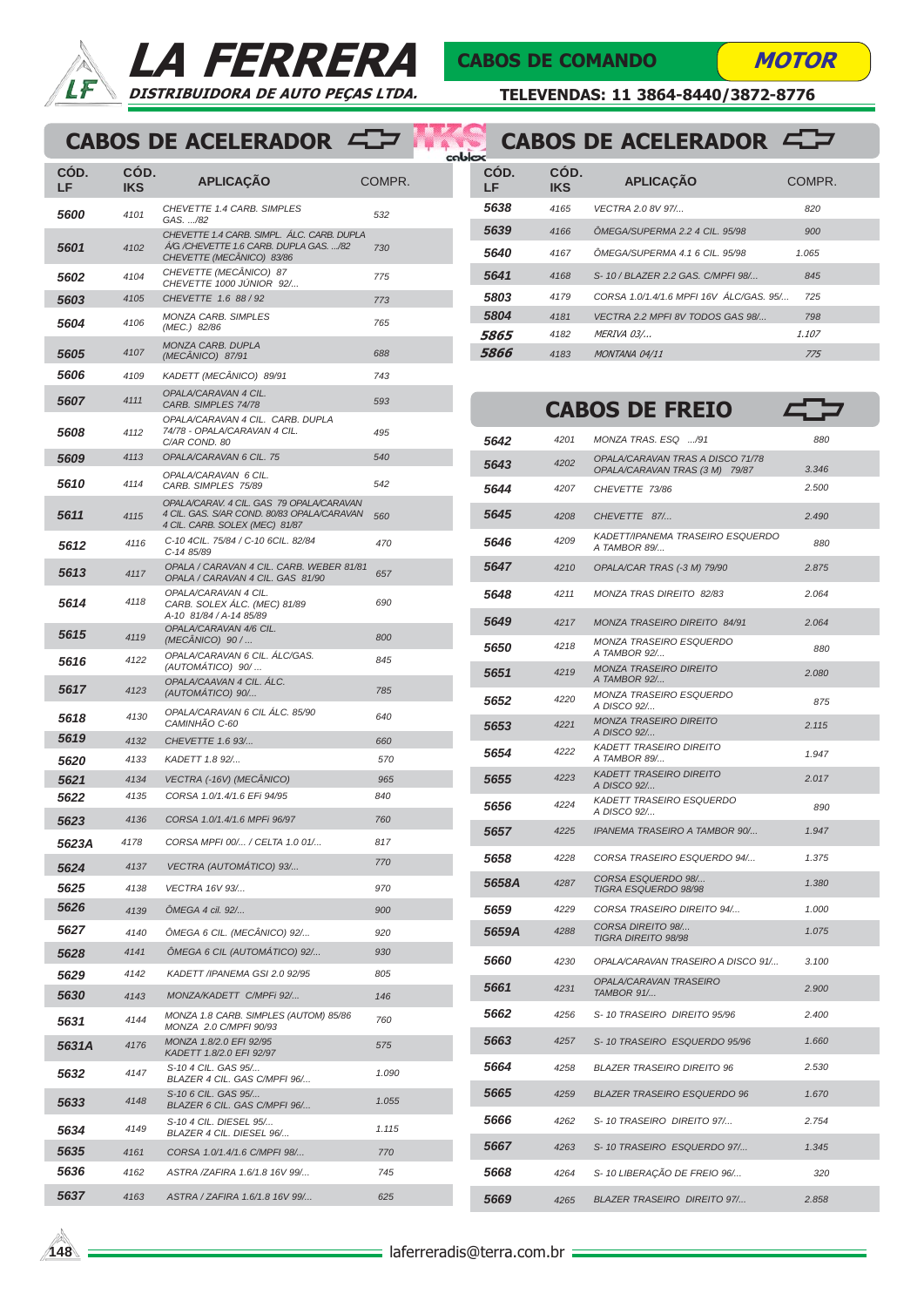# LA FERRERA

DISTRIBUIDORA DE AUTO PEÇAS LTDA.

CABOS DE COMANDO — MOTOR

TELEVENDAS: 11 3864-8440/3872-8776

## CABOS DE ACELERADOR

| CÓD. LF | CÓD. IKS | APLICAÇÃO | COMPR. |
|---|---|---|---|
| 5600 | 4101 | CHEVETTE 1.4 CARB. SIMPLES GAS. .../82 | 532 |
| 5601 | 4102 | CHEVETTE 1.4 CARB. SIMPL. ÁLC. CARB. DUPLA Á/G /CHEVETTE 1.6 CARB. DUPLA GAS. .../82 CHEVETTE (MECÂNICO) 83/86 | 730 |
| 5602 | 4104 | CHEVETTE (MECÂNICO) 87 CHEVETTE 1000 JÚNIOR 92/... | 775 |
| 5603 | 4105 | CHEVETTE 1.6 88 / 92 | 773 |
| 5604 | 4106 | MONZA CARB. SIMPLES (MEC.) 82/86 | 765 |
| 5605 | 4107 | MONZA CARB. DUPLA (MECÂNICO) 87/91 | 688 |
| 5606 | 4109 | KADETT (MECÂNICO) 89/91 | 743 |
| 5607 | 4111 | OPALA/CARAVAN 4 CIL. CARB. SIMPLES 74/78 | 593 |
| 5608 | 4112 | OPALA/CARAVAN 4 CIL. CARB. DUPLA 74/78 - OPALA/CARAVAN 4 CIL. C/AR COND. 80 | 495 |
| 5609 | 4113 | OPALA/CARAVAN 6 CIL. 75 | 540 |
| 5610 | 4114 | OPALA/CARAVAN 6 CIL. CARB. SIMPLES 75/89 | 542 |
| 5611 | 4115 | OPALA/CARAV. 4 CIL. GAS. 79 OPALA/CARAVAN 4 CIL. GAS. S/AR COND. 80/83 OPALA/CARAVAN 4 CIL. CARB. SOLEX (MEC) 81/87 | 560 |
| 5612 | 4116 | C-10 4CIL. 75/84 / C-10 6CIL. 82/84 C-14 85/89 | 470 |
| 5613 | 4117 | OPALA / CARAVAN 4 CIL. CARB. WEBER 81/81 OPALA / CARAVAN 4 CIL. GAS 81/90 | 657 |
| 5614 | 4118 | OPALA/CARAVAN 4 CIL. CARB. SOLEX ÁLC. (MEC) 81/89 A-10 81/84 / A-14 85/89 | 690 |
| 5615 | 4119 | OPALA/CARAVAN 4/6 CIL. (MECÂNICO) 90 / ... | 800 |
| 5616 | 4122 | OPALA/CARAVAN 6 CIL. ÁLC/GAS. (AUTOMÁTICO) 90/ ... | 845 |
| 5617 | 4123 | OPALA/CAAVAN 4 CIL. ÁLC. (AUTOMÁTICO) 90/... | 785 |
| 5618 | 4130 | OPALA/CARAVAN 6 CIL ÁLC. 85/90 CAMINHÃO C-60 | 640 |
| 5619 | 4132 | CHEVETTE 1.6 93/... | 660 |
| 5620 | 4133 | KADETT 1.8 92/... | 570 |
| 5621 | 4134 | VECTRA (-16V) (MECÂNICO) | 965 |
| 5622 | 4135 | CORSA 1.0/1.4/1.6 EFi 94/95 | 840 |
| 5623 | 4136 | CORSA 1.0/1.4/1.6 MPFi 96/97 | 760 |
| 5623A | 4178 | CORSA MPFI 00/... / CELTA 1.0 01/... | 817 |
| 5624 | 4137 | VECTRA (AUTOMÁTICO) 93/... | 770 |
| 5625 | 4138 | VECTRA 16V 93/... | 970 |
| 5626 | 4139 | ÔMEGA 4 cil. 92/... | 900 |
| 5627 | 4140 | ÔMEGA 6 CIL. (MECÂNICO) 92/... | 920 |
| 5628 | 4141 | ÔMEGA 6 CIL (AUTOMÁTICO) 92/... | 930 |
| 5629 | 4142 | KADETT /IPANEMA GSI 2.0 92/95 | 805 |
| 5630 | 4143 | MONZA/KADETT C/MPFi 92/... | 146 |
| 5631 | 4144 | MONZA 1.8 CARB. SIMPLES (AUTOM) 85/86 MONZA 2.0 C/MPFI 90/93 | 760 |
| 5631A | 4176 | MONZA 1.8/2.0 EFI 92/95 KADETT 1.8/2.0 EFI 92/97 | 575 |
| 5632 | 4147 | S-10 4 CIL. GAS 95/... BLAZER 4 CIL. GAS C/MPFI 96/... | 1.090 |
| 5633 | 4148 | S-10 6 CIL. GAS 95/... BLAZER 6 CIL. GAS C/MPFI 96/... | 1.055 |
| 5634 | 4149 | S-10 4 CIL. DIESEL 95/... BLAZER 4 CIL. DIESEL 96/... | 1.115 |
| 5635 | 4161 | CORSA 1.0/1.4/1.6 C/MPFI 98/... | 770 |
| 5636 | 4162 | ASTRA /ZAFIRA 1.6/1.8 16V 99/... | 745 |
| 5637 | 4163 | ASTRA / ZAFIRA 1.6/1.8 16V 99/... | 625 |
| 5638 | 4165 | VECTRA 2.0 8V 97/... | 820 |
| 5639 | 4166 | ÔMEGA/SUPERMA 2.2 4 CIL. 95/98 | 900 |
| 5640 | 4167 | ÔMEGA/SUPERMA 4.1 6 CIL. 95/98 | 1.065 |
| 5641 | 4168 | S- 10 / BLAZER 2.2 GAS. C/MPFI 98/... | 845 |
| 5803 | 4179 | CORSA 1.0/1.4/1.6 MPFI 16V ÁLC/GAS. 95/... | 725 |
| 5804 | 4181 | VECTRA 2.2 MPFI 8V TODOS GAS 98/... | 798 |
| 5865 | 4182 | MERIVA 03/... | 1.107 |
| 5866 | 4183 | MONTANA 04/11 | 775 |

## CABOS DE FREIO

| CÓD. LF | CÓD. IKS | APLICAÇÃO | COMPR. |
|---|---|---|---|
| 5642 | 4201 | MONZA TRAS. ESQ .../91 | 880 |
| 5643 | 4202 | OPALA/CARAVAN TRAS A DISCO 71/78 OPALA/CARAVAN TRAS (3 M) 79/87 | 3.346 |
| 5644 | 4207 | CHEVETTE 73/86 | 2.500 |
| 5645 | 4208 | CHEVETTE 87/... | 2.490 |
| 5646 | 4209 | KADETT/IPANEMA TRASEIRO ESQUERDO A TAMBOR 89/... | 880 |
| 5647 | 4210 | OPALA/CAR TRAS (-3 M) 79/90 | 2.875 |
| 5648 | 4211 | MONZA TRAS DIREITO 82/83 | 2.064 |
| 5649 | 4217 | MONZA TRASEIRO DIREITO 84/91 | 2.064 |
| 5650 | 4218 | MONZA TRASEIRO ESQUERDO A TAMBOR 92/... | 880 |
| 5651 | 4219 | MONZA TRASEIRO DIREITO A TAMBOR 92/... | 2.080 |
| 5652 | 4220 | MONZA TRASEIRO ESQUERDO A DISCO 92/... | 875 |
| 5653 | 4221 | MONZA TRASEIRO DIREITO A DISCO 92/... | 2.115 |
| 5654 | 4222 | KADETT TRASEIRO DIREITO A TAMBOR 89/... | 1.947 |
| 5655 | 4223 | KADETT TRASEIRO DIREITO A DISCO 92/... | 2.017 |
| 5656 | 4224 | KADETT TRASEIRO ESQUERDO A DISCO 92/... | 890 |
| 5657 | 4225 | IPANEMA TRASEIRO A TAMBOR 90/... | 1.947 |
| 5658 | 4228 | CORSA TRASEIRO ESQUERDO 94/... | 1.375 |
| 5658A | 4287 | CORSA ESQUERDO 98/... TIGRA ESQUERDO 98/98 | 1.380 |
| 5659 | 4229 | CORSA TRASEIRO DIREITO 94/... | 1.000 |
| 5659A | 4288 | CORSA DIREITO 98/... TIGRA DIREITO 98/98 | 1.075 |
| 5660 | 4230 | OPALA/CARAVAN TRASEIRO A DISCO 91/... | 3.100 |
| 5661 | 4231 | OPALA/CARAVAN TRASEIRO TAMBOR 91/... | 2.900 |
| 5662 | 4256 | S- 10 TRASEIRO DIREITO 95/96 | 2.400 |
| 5663 | 4257 | S- 10 TRASEIRO ESQUERDO 95/96 | 1.660 |
| 5664 | 4258 | BLAZER TRASEIRO DIREITO 96 | 2.530 |
| 5665 | 4259 | BLAZER TRASEIRO ESQUERDO 96 | 1.670 |
| 5666 | 4262 | S- 10 TRASEIRO DIREITO 97/... | 2.754 |
| 5667 | 4263 | S- 10 TRASEIRO ESQUERDO 97/... | 1.345 |
| 5668 | 4264 | S- 10 LIBERAÇÃO DE FREIO 96/... | 320 |
| 5669 | 4265 | BLAZER TRASEIRO DIREITO 97/... | 2.858 |

laferreradis@terra.com.br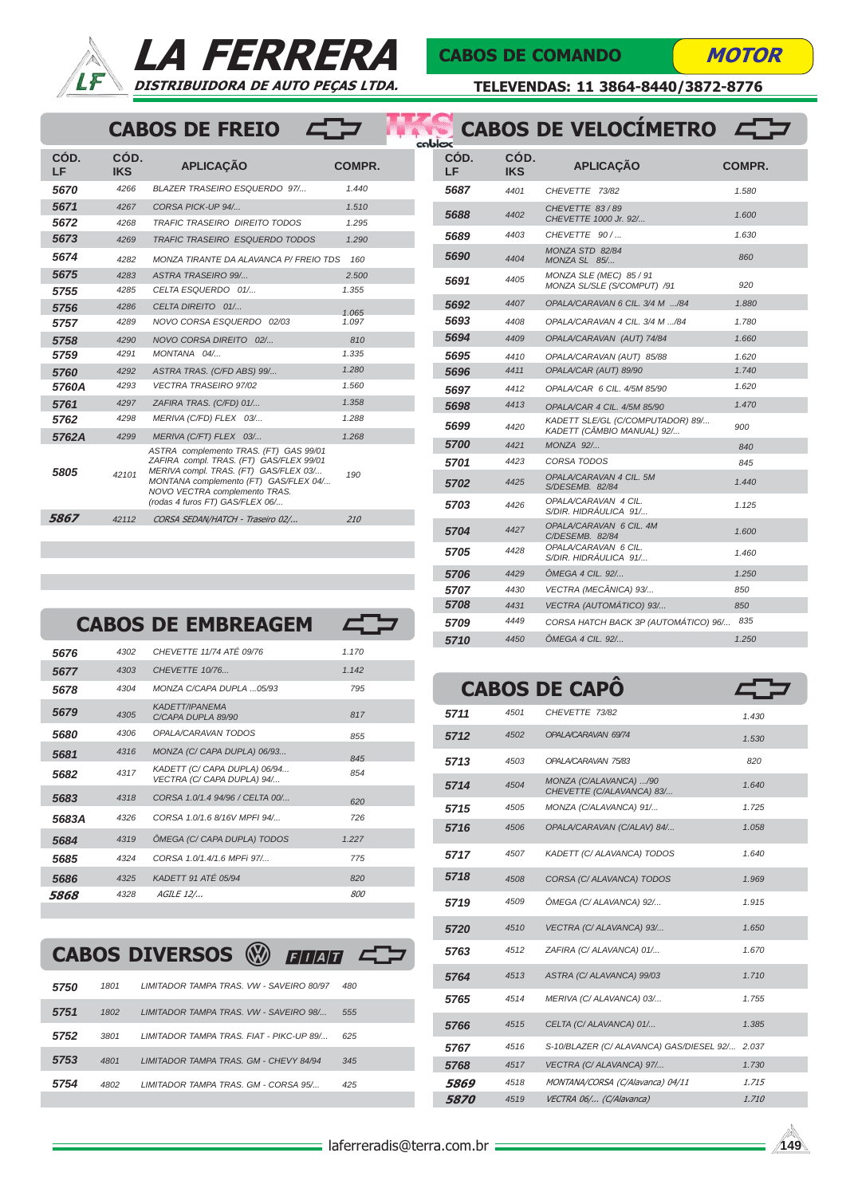# LA FERRERA
DISTRIBUIDORA DE AUTO PEÇAS LTDA.

CABOS DE COMANDO — MOTOR

TELEVENDAS: 11 3864-8440/3872-8776

## CABOS DE FREIO

| CÓD. LF | CÓD. IKS | APLICAÇÃO | COMPR. |
|---|---|---|---|
| 5670 | 4266 | BLAZER TRASEIRO ESQUERDO 97/... | 1.440 |
| 5671 | 4267 | CORSA PICK-UP 94/... | 1.510 |
| 5672 | 4268 | TRAFIC TRASEIRO DIREITO TODOS | 1.295 |
| 5673 | 4269 | TRAFIC TRASEIRO ESQUERDO TODOS | 1.290 |
| 5674 | 4282 | MONZA TIRANTE DA ALAVANCA P/ FREIO TDS | 160 |
| 5675 | 4283 | ASTRA TRASEIRO 99/... | 2.500 |
| 5755 | 4285 | CELTA ESQUERDO 01/... | 1.355 |
| 5756 | 4286 | CELTA DIREITO 01/... | 1.065 |
| 5757 | 4289 | NOVO CORSA ESQUERDO 02/03 | 1.097 |
| 5758 | 4290 | NOVO CORSA DIREITO 02/... | 810 |
| 5759 | 4291 | MONTANA 04/... | 1.335 |
| 5760 | 4292 | ASTRA TRAS. (C/FD ABS) 99/... | 1.280 |
| 5760A | 4293 | VECTRA TRASEIRO 97/02 | 1.560 |
| 5761 | 4297 | ZAFIRA TRAS. (C/FD) 01/... | 1.358 |
| 5762 | 4298 | MERIVA (C/FD) FLEX 03/... | 1.288 |
| 5762A | 4299 | MERIVA (C/FT) FLEX 03/... | 1.268 |
| 5805 | 42101 | ASTRA complemento TRAS. (FT) GAS 99/01<br>ZAFIRA compl. TRAS. (FT) GAS/FLEX 99/01<br>MERIVA compl. TRAS. (FT) GAS/FLEX 03/...<br>MONTANA complemento (FT) GAS/FLEX 04/...<br>NOVO VECTRA complemento TRAS.<br>(rodas 4 furos FT) GAS/FLEX 06/... | 190 |
| 5867 | 42112 | CORSA SEDAN/HATCH - Traseiro 02/... | 210 |

## CABOS DE EMBREAGEM

| CÓD. LF | CÓD. IKS | APLICAÇÃO | COMPR. |
|---|---|---|---|
| 5676 | 4302 | CHEVETTE 11/74 ATÉ 09/76 | 1.170 |
| 5677 | 4303 | CHEVETTE 10/76... | 1.142 |
| 5678 | 4304 | MONZA C/CAPA DUPLA ...05/93 | 795 |
| 5679 | 4305 | KADETT/IPANEMA C/CAPA DUPLA 89/90 | 817 |
| 5680 | 4306 | OPALA/CARAVAN TODOS | 855 |
| 5681 | 4316 | MONZA (C/ CAPA DUPLA) 06/93... | 845 |
| 5682 | 4317 | KADETT (C/ CAPA DUPLA) 06/94...<br>VECTRA (C/ CAPA DUPLA) 94/... | 854 |
| 5683 | 4318 | CORSA 1.0/1.4 94/96 / CELTA 00/... | 620 |
| 5683A | 4326 | CORSA 1.0/1.6 8/16V MPFI 94/... | 726 |
| 5684 | 4319 | ÔMEGA (C/ CAPA DUPLA) TODOS | 1.227 |
| 5685 | 4324 | CORSA 1.0/1.4/1.6 MPFi 97/... | 775 |
| 5686 | 4325 | KADETT 91 ATÉ 05/94 | 820 |
| 5868 | 4328 | AGILE 12/... | 800 |

## CABOS DIVERSOS

| CÓD. LF | CÓD. IKS | APLICAÇÃO | COMPR. |
|---|---|---|---|
| 5750 | 1801 | LIMITADOR TAMPA TRAS. VW - SAVEIRO 80/97 | 480 |
| 5751 | 1802 | LIMITADOR TAMPA TRAS. VW - SAVEIRO 98/... | 555 |
| 5752 | 3801 | LIMITADOR TAMPA TRAS. FIAT - PIKC-UP 89/... | 625 |
| 5753 | 4801 | LIMITADOR TAMPA TRAS. GM - CHEVY 84/94 | 345 |
| 5754 | 4802 | LIMITADOR TAMPA TRAS. GM - CORSA 95/... | 425 |

## CABOS DE VELOCÍMETRO

| CÓD. LF | CÓD. IKS | APLICAÇÃO | COMPR. |
|---|---|---|---|
| 5687 | 4401 | CHEVETTE 73/82 | 1.580 |
| 5688 | 4402 | CHEVETTE 83 / 89<br>CHEVETTE 1000 Jr. 92/... | 1.600 |
| 5689 | 4403 | CHEVETTE 90 / ... | 1.630 |
| 5690 | 4404 | MONZA STD 82/84<br>MONZA SL 85/... | 860 |
| 5691 | 4405 | MONZA SLE (MEC) 85 / 91<br>MONZA SL/SLE (S/COMPUT) /91 | 920 |
| 5692 | 4407 | OPALA/CARAVAN 6 CIL. 3/4 M .../84 | 1.880 |
| 5693 | 4408 | OPALA/CARAVAN 4 CIL. 3/4 M .../84 | 1.780 |
| 5694 | 4409 | OPALA/CARAVAN (AUT) 74/84 | 1.660 |
| 5695 | 4410 | OPALA/CARAVAN (AUT) 85/88 | 1.620 |
| 5696 | 4411 | OPALA/CAR (AUT) 89/90 | 1.740 |
| 5697 | 4412 | OPALA/CAR 6 CIL. 4/5M 85/90 | 1.620 |
| 5698 | 4413 | OPALA/CAR 4 CIL. 4/5M 85/90 | 1.470 |
| 5699 | 4420 | KADETT SLE/GL (C/COMPUTADOR) 89/...<br>KADETT (CÂMBIO MANUAL) 92/... | 900 |
| 5700 | 4421 | MONZA 92/... | 840 |
| 5701 | 4423 | CORSA TODOS | 845 |
| 5702 | 4425 | OPALA/CARAVAN 4 CIL. 5M<br>S/DESEMB. 82/84 | 1.440 |
| 5703 | 4426 | OPALA/CARAVAN 4 CIL.<br>S/DIR. HIDRÁULICA 91/... | 1.125 |
| 5704 | 4427 | OPALA/CARAVAN 6 CIL. 4M<br>C/DESEMB. 82/84 | 1.600 |
| 5705 | 4428 | OPALA/CARAVAN 6 CIL.<br>S/DIR. HIDRÁULICA 91/... | 1.460 |
| 5706 | 4429 | ÔMEGA 4 CIL. 92/... | 1.250 |
| 5707 | 4430 | VECTRA (MECÂNICA) 93/... | 850 |
| 5708 | 4431 | VECTRA (AUTOMÁTICO) 93/... | 850 |
| 5709 | 4449 | CORSA HATCH BACK 3P (AUTOMÁTICO) 96/... | 835 |
| 5710 | 4450 | ÔMEGA 4 CIL. 92/... | 1.250 |

## CABOS DE CAPÔ

| CÓD. LF | CÓD. IKS | APLICAÇÃO | COMPR. |
|---|---|---|---|
| 5711 | 4501 | CHEVETTE 73/82 | 1.430 |
| 5712 | 4502 | OPALA/CARAVAN 69/74 | 1.530 |
| 5713 | 4503 | OPALA/CARAVAN 75/83 | 820 |
| 5714 | 4504 | MONZA (C/ALAVANCA) .../90<br>CHEVETTE (C/ALAVANCA) 83/... | 1.640 |
| 5715 | 4505 | MONZA (C/ALAVANCA) 91/... | 1.725 |
| 5716 | 4506 | OPALA/CARAVAN (C/ALAV) 84/... | 1.058 |
| 5717 | 4507 | KADETT (C/ ALAVANCA) TODOS | 1.640 |
| 5718 | 4508 | CORSA (C/ ALAVANCA) TODOS | 1.969 |
| 5719 | 4509 | ÔMEGA (C/ ALAVANCA) 92/... | 1.915 |
| 5720 | 4510 | VECTRA (C/ ALAVANCA) 93/... | 1.650 |
| 5763 | 4512 | ZAFIRA (C/ ALAVANCA) 01/... | 1.670 |
| 5764 | 4513 | ASTRA (C/ ALAVANCA) 99/03 | 1.710 |
| 5765 | 4514 | MERIVA (C/ ALAVANCA) 03/... | 1.755 |
| 5766 | 4515 | CELTA (C/ ALAVANCA) 01/... | 1.385 |
| 5767 | 4516 | S-10/BLAZER (C/ ALAVANCA) GAS/DIESEL 92/... | 2.037 |
| 5768 | 4517 | VECTRA (C/ ALAVANCA) 97/... | 1.730 |
| 5869 | 4518 | MONTANA/CORSA (C/Alavanca) 04/11 | 1.715 |
| 5870 | 4519 | VECTRA 06/... (C/Alavanca) | 1.710 |

laferreradis@terra.com.br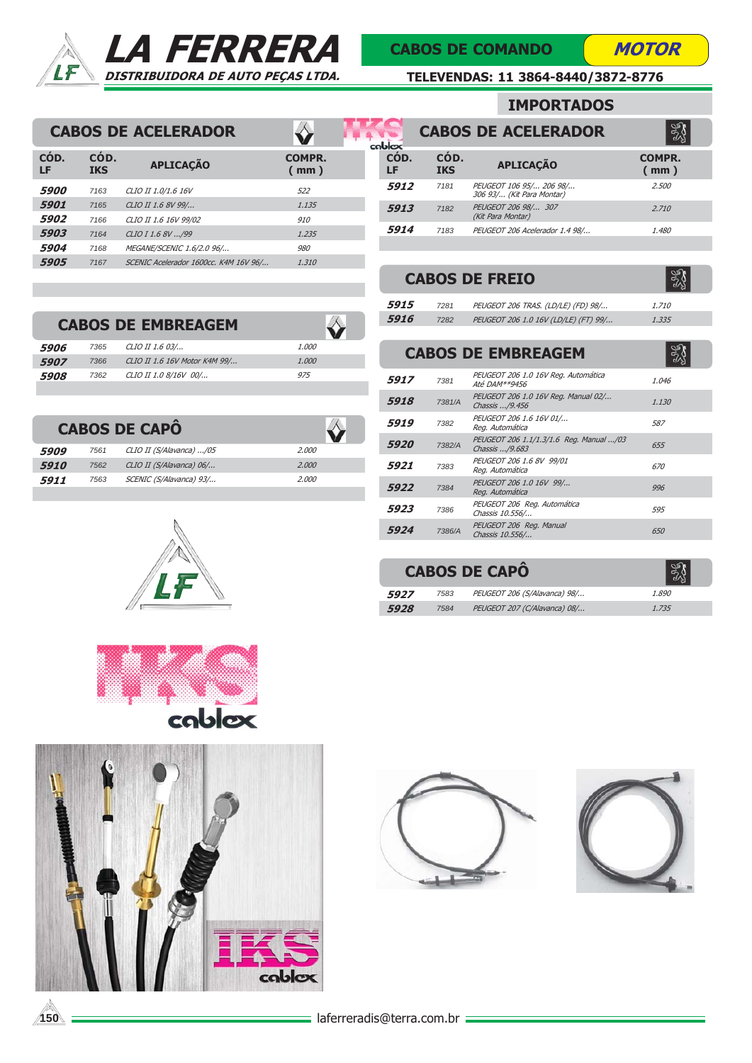# LA FERRERA

DISTRIBUIDORA DE AUTO PEÇAS LTDA.

**CABOS DE COMANDO** | **MOTOR**

TELEVENDAS: 11 3864-8440/3872-8776

## CABOS DE ACELERADOR

| CÓD. LF | CÓD. IKS | APLICAÇÃO | COMPR. ( mm ) |
|---|---|---|---|
| **5900** | 7163 | CLIO II 1.0/1.6 16V | 522 |
| **5901** | 7165 | CLIO II 1.6 8V 99/... | 1.135 |
| **5902** | 7166 | CLIO II 1.6 16V 99/02 | 910 |
| **5903** | 7164 | CLIO I 1.6 8V .../99 | 1.235 |
| **5904** | 7168 | MEGANE/SCENIC 1.6/2.0 96/... | 980 |
| **5905** | 7167 | SCENIC Acelerador 1600cc. K4M 16V 96/... | 1.310 |

## CABOS DE EMBREAGEM

| CÓD. LF | CÓD. IKS | APLICAÇÃO | COMPR. ( mm ) |
|---|---|---|---|
| **5906** | 7365 | CLIO II 1.6 03/... | 1.000 |
| **5907** | 7366 | CLIO II 1.6 16V Motor K4M 99/... | 1.000 |
| **5908** | 7362 | CLIO II 1.0 8/16V 00/... | 975 |

## CABOS DE CAPÔ

| CÓD. LF | CÓD. IKS | APLICAÇÃO | COMPR. ( mm ) |
|---|---|---|---|
| **5909** | 7561 | CLIO II (S/Alavanca) .../05 | 2.000 |
| **5910** | 7562 | CLIO II (S/Alavanca) 06/... | 2.000 |
| **5911** | 7563 | SCENIC (S/Alavanca) 93/... | 2.000 |

# IMPORTADOS

## CABOS DE ACELERADOR

| CÓD. LF | CÓD. IKS | APLICAÇÃO | COMPR. ( mm ) |
|---|---|---|---|
| **5912** | 7181 | PEUGEOT 106 95/... 206 98/... 306 93/... (Kit Para Montar) | 2.500 |
| **5913** | 7182 | PEUGEOT 206 98/... 307 (Kit Para Montar) | 2.710 |
| **5914** | 7183 | PEUGEOT 206 Acelerador 1.4 98/... | 1.480 |

## CABOS DE FREIO

| CÓD. LF | CÓD. IKS | APLICAÇÃO | COMPR. ( mm ) |
|---|---|---|---|
| **5915** | 7281 | PEUGEOT 206 TRAS. (LD/LE) (FD) 98/... | 1.710 |
| **5916** | 7282 | PEUGEOT 206 1.0 16V (LD/LE) (FT) 99/... | 1.335 |

## CABOS DE EMBREAGEM

| CÓD. LF | CÓD. IKS | APLICAÇÃO | COMPR. ( mm ) |
|---|---|---|---|
| **5917** | 7381 | PEUGEOT 206 1.0 16V Reg. Automática Até DAM**9456 | 1.046 |
| **5918** | 7381/A | PEUGEOT 206 1.0 16V Reg. Manual 02/... Chassis .../9.456 | 1.130 |
| **5919** | 7382 | PEUGEOT 206 1.6 16V 01/... Reg. Automática | 587 |
| **5920** | 7382/A | PEUGEOT 206 1.1/1.3/1.6 Reg. Manual .../03 Chassis .../9.683 | 655 |
| **5921** | 7383 | PEUGEOT 206 1.6 8V 99/01 Reg. Automática | 670 |
| **5922** | 7384 | PEUGEOT 206 1.0 16V 99/... Reg. Automática | 996 |
| **5923** | 7386 | PEUGEOT 206 Reg. Automática Chassis 10.556/... | 595 |
| **5924** | 7386/A | PEUGEOT 206 Reg. Manual Chassis 10.556/... | 650 |

## CABOS DE CAPÔ

| CÓD. LF | CÓD. IKS | APLICAÇÃO | COMPR. ( mm ) |
|---|---|---|---|
| **5927** | 7583 | PEUGEOT 206 (S/Alavanca) 98/... | 1.890 |
| **5928** | 7584 | PEUGEOT 207 (C/Alavanca) 08/... | 1.735 |

IKS cablex

laferreradis@terra.com.br